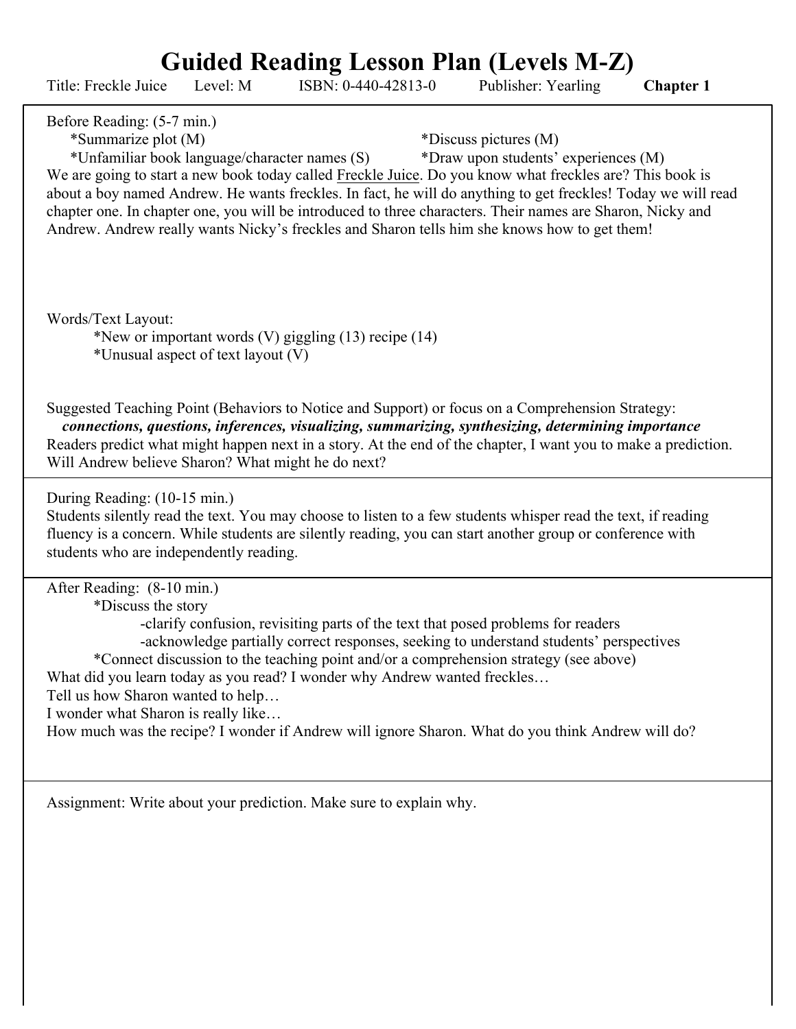# Guided Reading Lesson Plan (Levels M-Z)

Title: Freckle Juice Level: M ISBN: 0-440-42813-0 Publisher: Yearling **Chapter 1**

Before Reading: (5-7 min.)

*Summarize plot (M)

*Discuss pictures (M)

*Unfamiliar book language/character names (S)

*Draw upon students' experiences (M)

We are going to start a new book today called <u>Freckle Juice</u>. Do you know what freckles are? This book is about a boy named Andrew. He wants freckles. In fact, he will do anything to get freckles! Today we will read chapter one. In chapter one, you will be introduced to three characters. Their names are Sharon, Nicky and Andrew. Andrew really wants Nicky's freckles and Sharon tells him she knows how to get them!

Words/Text Layout:

*New or important words (V) giggling (13) recipe (14)

*Unusual aspect of text layout (V)

Suggested Teaching Point (Behaviors to Notice and Support) or focus on a Comprehension Strategy:

***connections, questions, inferences, visualizing, summarizing, synthesizing, determining importance***

Readers predict what might happen next in a story. At the end of the chapter, I want you to make a prediction. Will Andrew believe Sharon? What might he do next?

During Reading: (10-15 min.)

Students silently read the text. You may choose to listen to a few students whisper read the text, if reading fluency is a concern. While students are silently reading, you can start another group or conference with students who are independently reading.

After Reading: (8-10 min.)

*Discuss the story

-clarify confusion, revisiting parts of the text that posed problems for readers

-acknowledge partially correct responses, seeking to understand students' perspectives

*Connect discussion to the teaching point and/or a comprehension strategy (see above)

What did you learn today as you read? I wonder why Andrew wanted freckles…

Tell us how Sharon wanted to help…

I wonder what Sharon is really like…

How much was the recipe? I wonder if Andrew will ignore Sharon. What do you think Andrew will do?

Assignment: Write about your prediction. Make sure to explain why.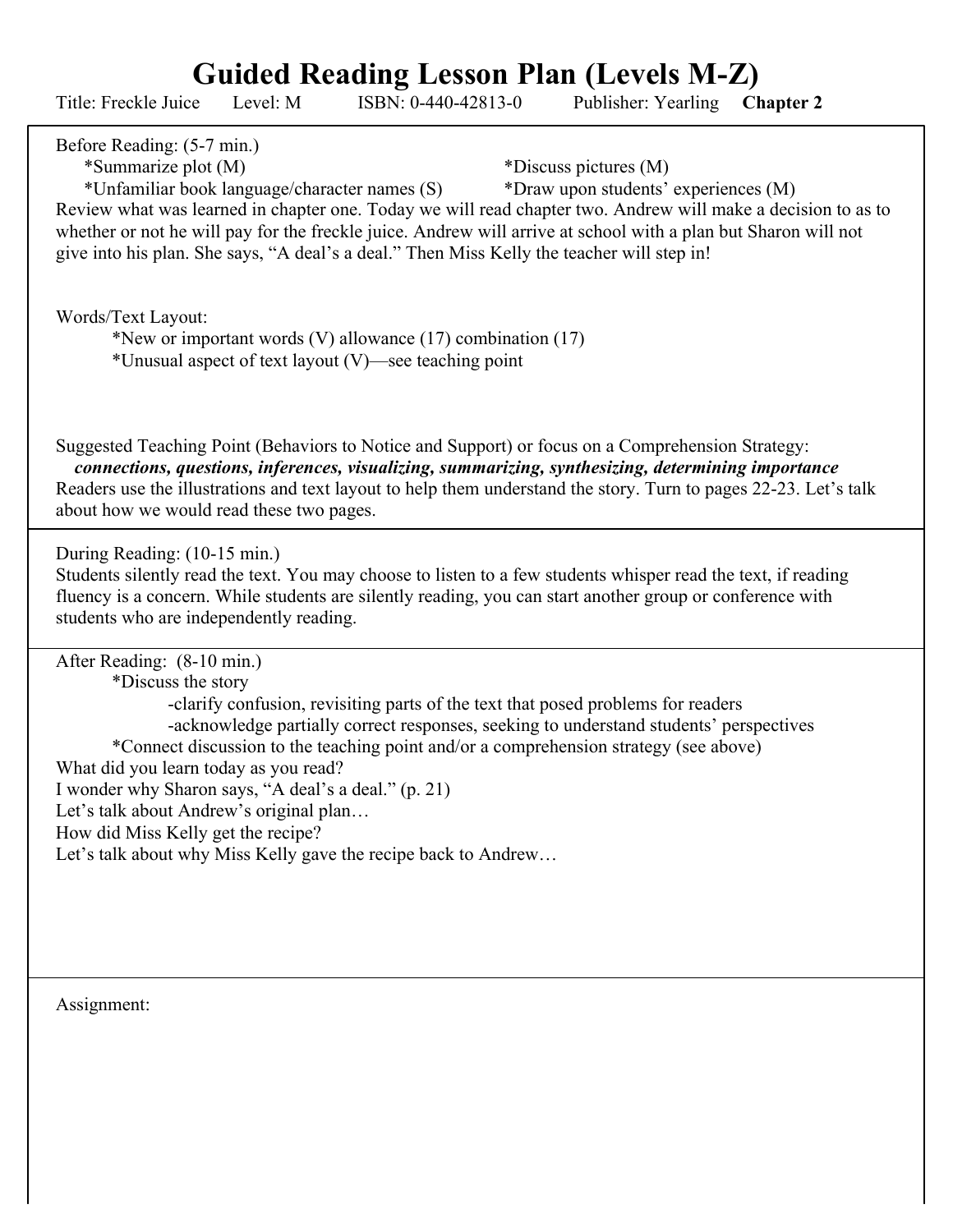# Guided Reading Lesson Plan (Levels M-Z)

Title: Freckle Juice Level: M ISBN: 0-440-42813-0 Publisher: Yearling **Chapter 2**

Before Reading: (5-7 min.)

*Summarize plot (M) *Discuss pictures (M)

*Unfamiliar book language/character names (S) *Draw upon students' experiences (M)

Review what was learned in chapter one. Today we will read chapter two. Andrew will make a decision to as to whether or not he will pay for the freckle juice. Andrew will arrive at school with a plan but Sharon will not give into his plan. She says, "A deal's a deal." Then Miss Kelly the teacher will step in!

Words/Text Layout:

*New or important words (V) allowance (17) combination (17)

*Unusual aspect of text layout (V)—see teaching point

Suggested Teaching Point (Behaviors to Notice and Support) or focus on a Comprehension Strategy:
***connections, questions, inferences, visualizing, summarizing, synthesizing, determining importance***
Readers use the illustrations and text layout to help them understand the story. Turn to pages 22-23. Let's talk about how we would read these two pages.

During Reading: (10-15 min.)
Students silently read the text. You may choose to listen to a few students whisper read the text, if reading fluency is a concern. While students are silently reading, you can start another group or conference with students who are independently reading.

After Reading: (8-10 min.)

*Discuss the story

-clarify confusion, revisiting parts of the text that posed problems for readers

-acknowledge partially correct responses, seeking to understand students' perspectives

*Connect discussion to the teaching point and/or a comprehension strategy (see above)

What did you learn today as you read?
I wonder why Sharon says, "A deal's a deal." (p. 21)
Let's talk about Andrew's original plan…
How did Miss Kelly get the recipe?
Let's talk about why Miss Kelly gave the recipe back to Andrew…

Assignment: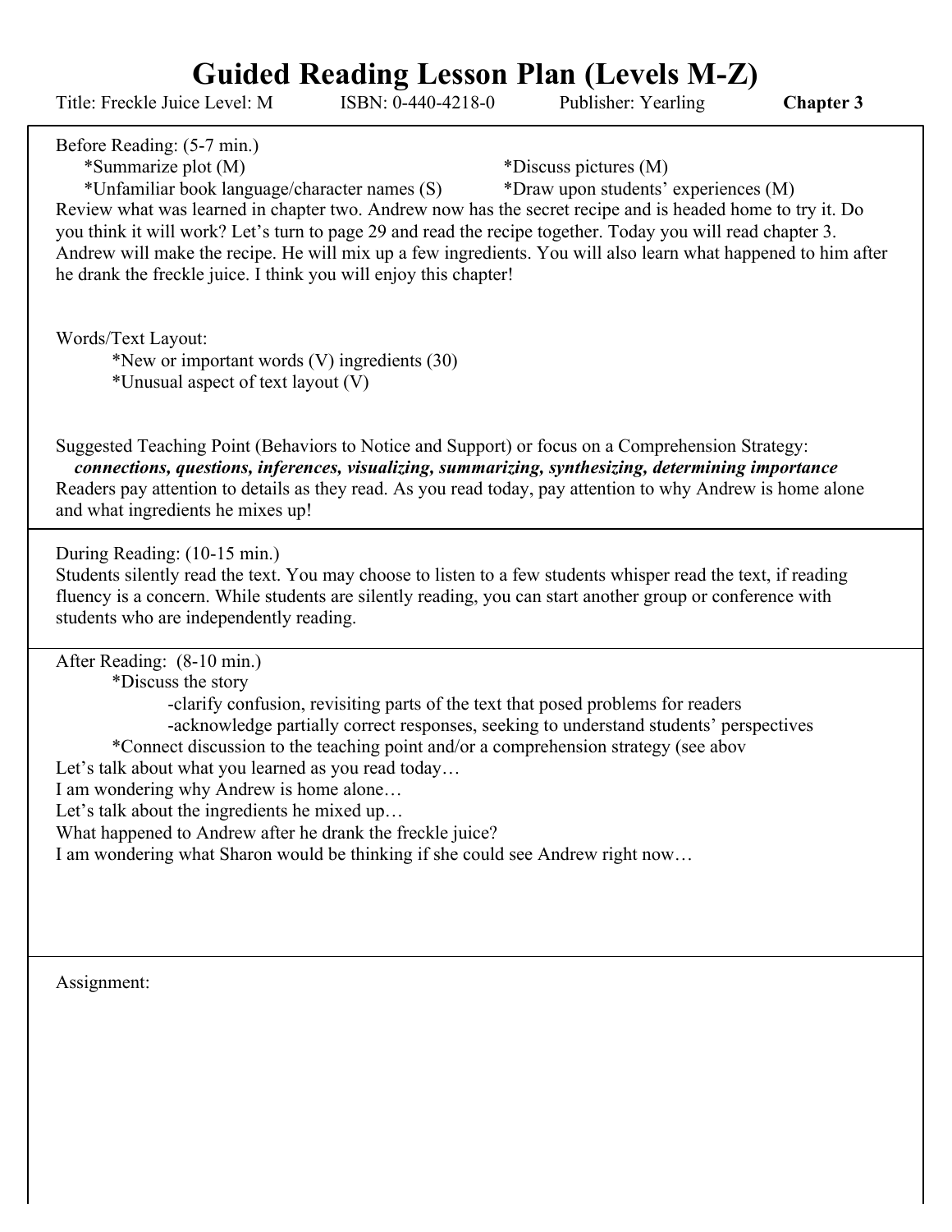# Guided Reading Lesson Plan (Levels M-Z)

Title: Freckle Juice Level: M ISBN: 0-440-4218-0 Publisher: Yearling **Chapter 3**

Before Reading: (5-7 min.)

*Summarize plot (M)
*Discuss pictures (M)
*Unfamiliar book language/character names (S)
*Draw upon students' experiences (M)

Review what was learned in chapter two. Andrew now has the secret recipe and is headed home to try it. Do you think it will work? Let's turn to page 29 and read the recipe together. Today you will read chapter 3. Andrew will make the recipe. He will mix up a few ingredients. You will also learn what happened to him after he drank the freckle juice. I think you will enjoy this chapter!

Words/Text Layout:

*New or important words (V) ingredients (30)
*Unusual aspect of text layout (V)

Suggested Teaching Point (Behaviors to Notice and Support) or focus on a Comprehension Strategy:
***connections, questions, inferences, visualizing, summarizing, synthesizing, determining importance***
Readers pay attention to details as they read. As you read today, pay attention to why Andrew is home alone and what ingredients he mixes up!

During Reading: (10-15 min.)
Students silently read the text. You may choose to listen to a few students whisper read the text, if reading fluency is a concern. While students are silently reading, you can start another group or conference with students who are independently reading.

After Reading: (8-10 min.)

*Discuss the story
- clarify confusion, revisiting parts of the text that posed problems for readers
- acknowledge partially correct responses, seeking to understand students' perspectives

*Connect discussion to the teaching point and/or a comprehension strategy (see abov

Let's talk about what you learned as you read today…
I am wondering why Andrew is home alone…
Let's talk about the ingredients he mixed up…
What happened to Andrew after he drank the freckle juice?
I am wondering what Sharon would be thinking if she could see Andrew right now…

Assignment: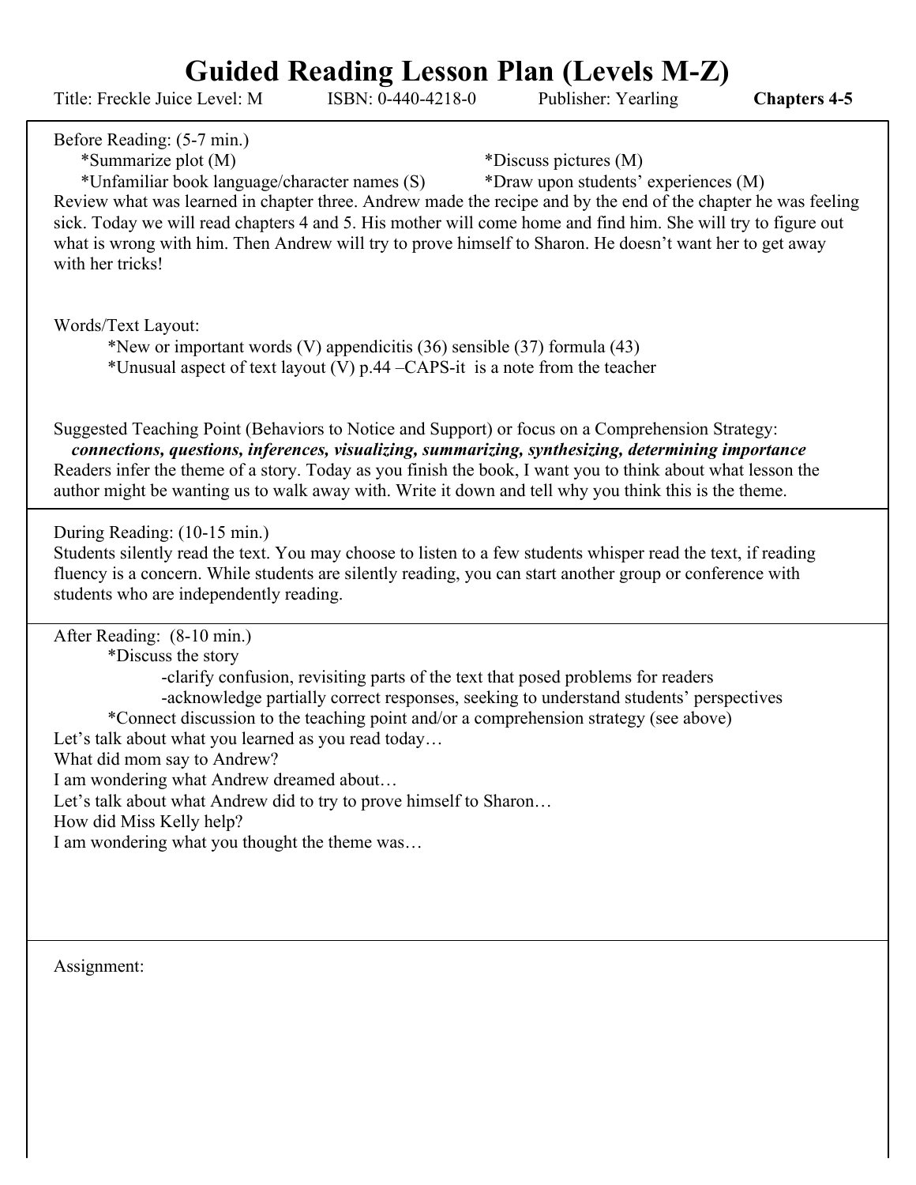# Guided Reading Lesson Plan (Levels M-Z)

Title: Freckle Juice Level: M ISBN: 0-440-4218-0 Publisher: Yearling **Chapters 4-5**

Before Reading: (5-7 min.)

*Summarize plot (M)
*Discuss pictures (M)
*Unfamiliar book language/character names (S)
*Draw upon students' experiences (M)

Review what was learned in chapter three. Andrew made the recipe and by the end of the chapter he was feeling sick. Today we will read chapters 4 and 5. His mother will come home and find him. She will try to figure out what is wrong with him. Then Andrew will try to prove himself to Sharon. He doesn't want her to get away with her tricks!

Words/Text Layout:

*New or important words (V) appendicitis (36) sensible (37) formula (43)
*Unusual aspect of text layout (V) p.44 –CAPS-it is a note from the teacher

Suggested Teaching Point (Behaviors to Notice and Support) or focus on a Comprehension Strategy:
***connections, questions, inferences, visualizing, summarizing, synthesizing, determining importance***
Readers infer the theme of a story. Today as you finish the book, I want you to think about what lesson the author might be wanting us to walk away with. Write it down and tell why you think this is the theme.

During Reading: (10-15 min.)
Students silently read the text. You may choose to listen to a few students whisper read the text, if reading fluency is a concern. While students are silently reading, you can start another group or conference with students who are independently reading.

After Reading: (8-10 min.)

*Discuss the story
- clarify confusion, revisiting parts of the text that posed problems for readers
- acknowledge partially correct responses, seeking to understand students' perspectives

*Connect discussion to the teaching point and/or a comprehension strategy (see above)

Let's talk about what you learned as you read today…
What did mom say to Andrew?
I am wondering what Andrew dreamed about…
Let's talk about what Andrew did to try to prove himself to Sharon…
How did Miss Kelly help?
I am wondering what you thought the theme was…

Assignment: